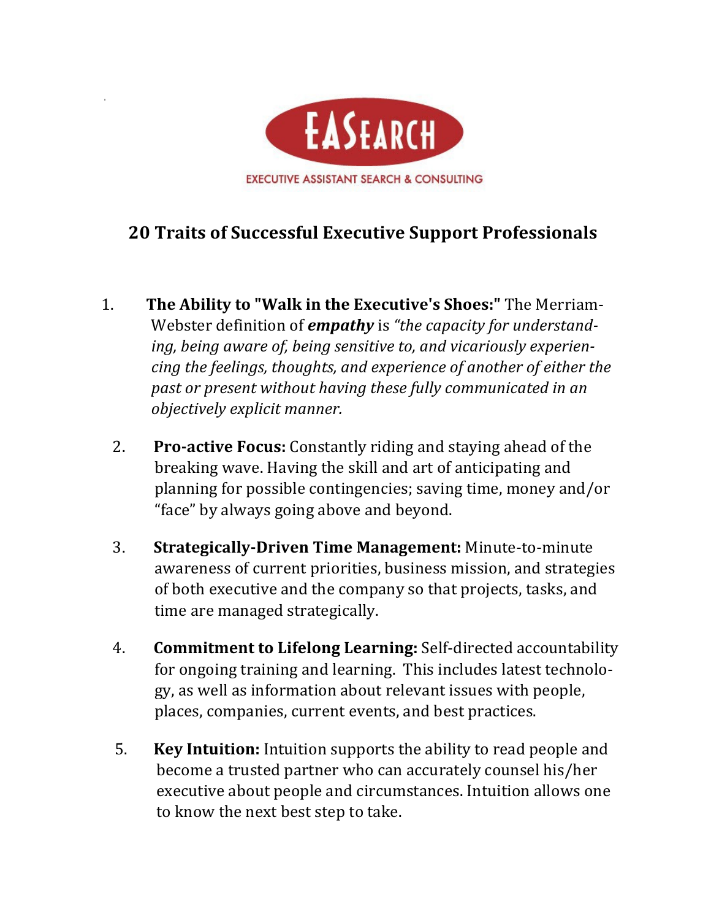EXECUTIVE ASSISTANT SEARCH & CONSULTING

## 20 Traits of Successful Executive Support Professionals

1. **The Ability to "Walk in the Executive's Shoes:"** The Merriam-Webster definition of ***empathy*** is *"the capacity for understanding, being aware of, being sensitive to, and vicariously experiencing the feelings, thoughts, and experience of another of either the past or present without having these fully communicated in an objectively explicit manner.*

2. **Pro-active Focus:** Constantly riding and staying ahead of the breaking wave. Having the skill and art of anticipating and planning for possible contingencies; saving time, money and/or "face" by always going above and beyond.

3. **Strategically-Driven Time Management:** Minute-to-minute awareness of current priorities, business mission, and strategies of both executive and the company so that projects, tasks, and time are managed strategically.

4. **Commitment to Lifelong Learning:** Self-directed accountability for ongoing training and learning. This includes latest technology, as well as information about relevant issues with people, places, companies, current events, and best practices.

5. **Key Intuition:** Intuition supports the ability to read people and become a trusted partner who can accurately counsel his/her executive about people and circumstances. Intuition allows one to know the next best step to take.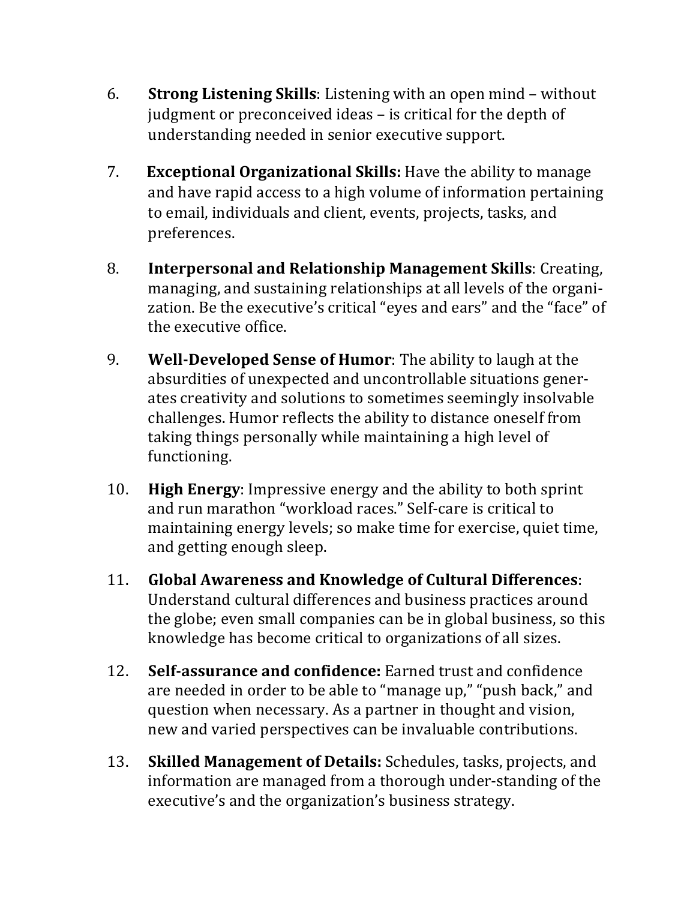6. **Strong Listening Skills**: Listening with an open mind – without judgment or preconceived ideas – is critical for the depth of understanding needed in senior executive support.

7. **Exceptional Organizational Skills:** Have the ability to manage and have rapid access to a high volume of information pertaining to email, individuals and client, events, projects, tasks, and preferences.

8. **Interpersonal and Relationship Management Skills**: Creating, managing, and sustaining relationships at all levels of the organization. Be the executive's critical "eyes and ears" and the "face" of the executive office.

9. **Well-Developed Sense of Humor**: The ability to laugh at the absurdities of unexpected and uncontrollable situations generates creativity and solutions to sometimes seemingly insolvable challenges. Humor reflects the ability to distance oneself from taking things personally while maintaining a high level of functioning.

10. **High Energy**: Impressive energy and the ability to both sprint and run marathon "workload races." Self-care is critical to maintaining energy levels; so make time for exercise, quiet time, and getting enough sleep.

11. **Global Awareness and Knowledge of Cultural Differences**: Understand cultural differences and business practices around the globe; even small companies can be in global business, so this knowledge has become critical to organizations of all sizes.

12. **Self-assurance and confidence:** Earned trust and confidence are needed in order to be able to "manage up," "push back," and question when necessary. As a partner in thought and vision, new and varied perspectives can be invaluable contributions.

13. **Skilled Management of Details:** Schedules, tasks, projects, and information are managed from a thorough under-standing of the executive's and the organization's business strategy.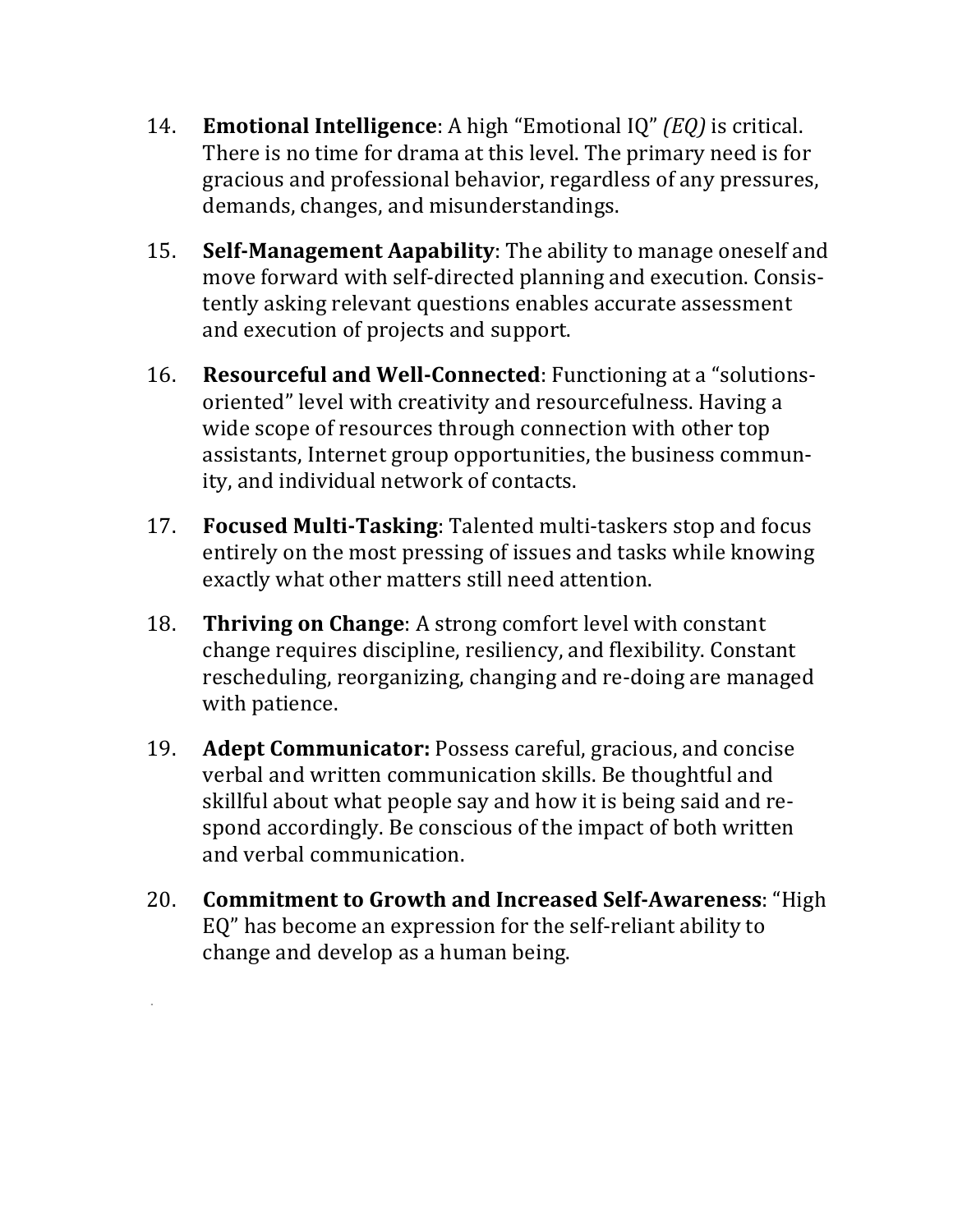14. **Emotional Intelligence**: A high "Emotional IQ" *(EQ)* is critical. There is no time for drama at this level. The primary need is for gracious and professional behavior, regardless of any pressures, demands, changes, and misunderstandings.

15. **Self-Management Aapability**: The ability to manage oneself and move forward with self-directed planning and execution. Consistently asking relevant questions enables accurate assessment and execution of projects and support.

16. **Resourceful and Well-Connected**: Functioning at a "solutions-oriented" level with creativity and resourcefulness. Having a wide scope of resources through connection with other top assistants, Internet group opportunities, the business community, and individual network of contacts.

17. **Focused Multi-Tasking**: Talented multi-taskers stop and focus entirely on the most pressing of issues and tasks while knowing exactly what other matters still need attention.

18. **Thriving on Change**: A strong comfort level with constant change requires discipline, resiliency, and flexibility. Constant rescheduling, reorganizing, changing and re-doing are managed with patience.

19. **Adept Communicator:** Possess careful, gracious, and concise verbal and written communication skills. Be thoughtful and skillful about what people say and how it is being said and respond accordingly. Be conscious of the impact of both written and verbal communication.

20. **Commitment to Growth and Increased Self-Awareness**: "High EQ" has become an expression for the self-reliant ability to change and develop as a human being.